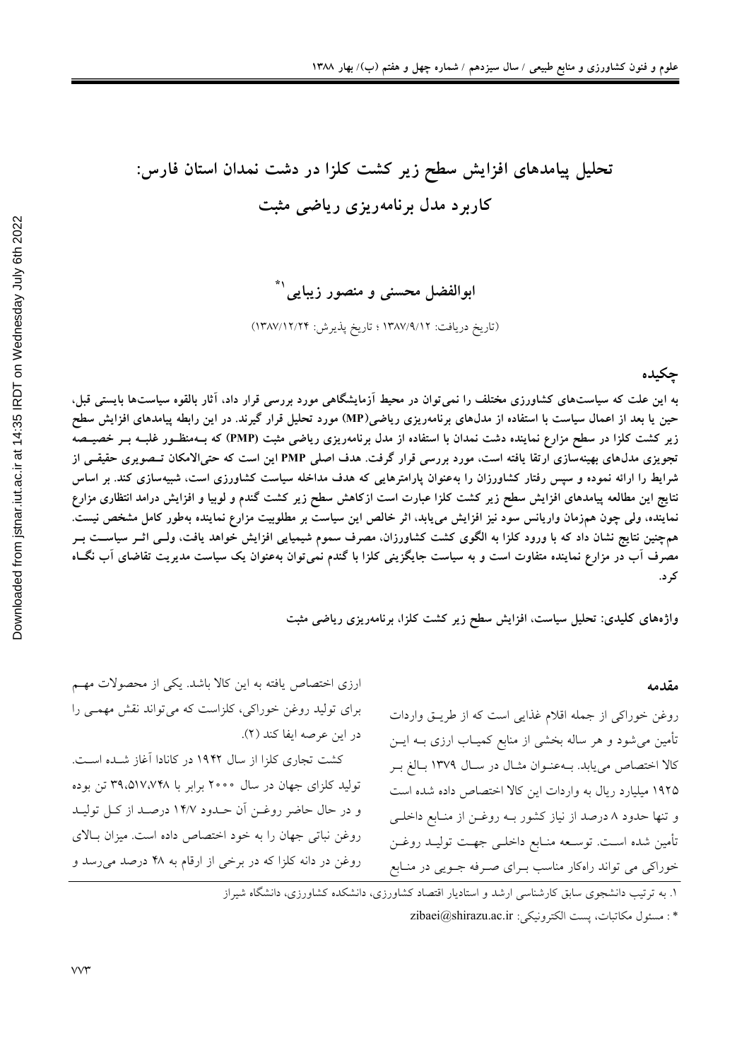# تحلیل پیامدهای افزایش سطح زیر کشت کلزا در دشت نمدان استان فارس: کاربرد مدل برنامه‌ریزی ریاضی مثبت

**ابوالفضل محسنی و منصور زیبایی[1]***

(تاریخ دریافت: ۱۳۸۷/۹/۱۲ ؛ تاریخ پذیرش: ۱۳۸۷/۱۲/۲۴)

## چکیده

**به این علت که سیاست‌های کشاورزی مختلف را نمی‌توان در محیط آزمایشگاهی مورد بررسی قرار داد، آثار بالقوه سیاست‌ها بایستی قبل، حین یا بعد از اعمال سیاست با استفاده از مدل‌های برنامه‌ریزی ریاضی(MP) مورد تحلیل قرار گیرند. در این رابطه پیامدهای افزایش سطح زیر کشت کلزا در سطح مزارع نماینده دشت نمدان با استفاده از مدل برنامه‌ریزی ریاضی مثبت (PMP) که به‌منظور غلبه بر خصیصه تجویزی مدل‌های بهینه‌سازی ارتقا یافته است، مورد بررسی قرار گرفت. هدف اصلی PMP این است که حتی‌الامکان تصویری حقیقی از شرایط را ارائه نموده و سپس رفتار کشاورزان را به‌عنوان پارامترهایی که هدف مداخله سیاست کشاورزی است، شبیه‌سازی کند. بر اساس نتایج این مطالعه پیامدهای افزایش سطح زیر کشت کلزا عبارت است ازکاهش سطح زیر کشت گندم و لوبیا و افزایش درامد انتظاری مزارع نماینده، ولی چون هم‌زمان واریانس سود نیز افزایش می‌یابد، اثر خالص این سیاست بر مطلوبیت مزارع نماینده به‌طور کامل مشخص نیست. هم‌چنین نتایج نشان داد که با ورود کلزا به الگوی کشت کشاورزان، مصرف سموم شیمیایی افزایش خواهد یافت، ولی اثر سیاست بر مصرف آب در مزارع نماینده متفاوت است و به سیاست جایگزینی کلزا با گندم نمی‌توان به‌عنوان یک سیاست مدیریت تقاضای آب نگاه کرد.**

**واژه‌های کلیدی: تحلیل سیاست، افزایش سطح زیر کشت کلزا، برنامه‌ریزی ریاضی مثبت**

## مقدمه

روغن خوراکی از جمله اقلام غذایی است که از طریق واردات تأمین می‌شود و هر ساله بخشی از منابع کمیاب ارزی به این کالا اختصاص می‌یابد. به‌عنوان مثال در سال ۱۳۷۹ بالغ بر ۱۹۲۵ میلیارد ریال به واردات این کالا اختصاص داده شده است و تنها حدود ۸ درصد از نیاز کشور به روغن از منابع داخلی تأمین شده است. توسعه منابع داخلی جهت تولید روغن خوراکی می تواند راه‌کار مناسب برای صرفه جویی در منابع ارزی اختصاص یافته به این کالا باشد. یکی از محصولات مهم برای تولید روغن خوراکی، کلزاست که می‌تواند نقش مهمی را در این عرصه ایفا کند (۲).

کشت تجاری کلزا از سال ۱۹۴۲ در کانادا آغاز شده است. تولید کلزای جهان در سال ۲۰۰۰ برابر با ۳۹،۵۱۷،۷۴۸ تن بوده و در حال حاضر روغن آن حدود ۱۴/۷ درصد از کل تولید روغن نباتی جهان را به خود اختصاص داده است. میزان بالای روغن در دانه کلزا که در برخی از ارقام به ۴۸ درصد می‌رسد و

---

۱. به ترتیب دانشجوی سابق کارشناسی ارشد و استادیار اقتصاد کشاورزی، دانشکده کشاورزی، دانشگاه شیراز

* : مسئول مکاتبات، پست الکترونیکی: zibaei@shirazu.ac.ir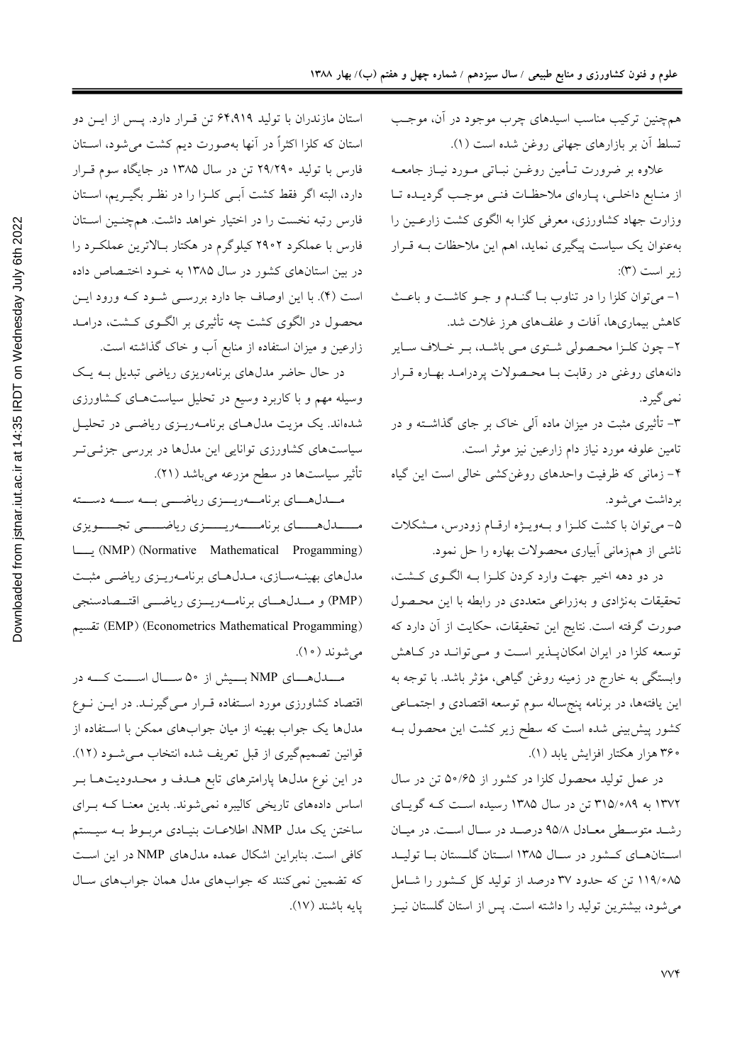همچنین ترکیب مناسب اسیدهای چرب موجود در آن، موجب تسلط آن بر بازارهای جهانی روغن شده است (۱).

علاوه بر ضرورت تأمین روغن نباتی مورد نیاز جامعه از منابع داخلی، پاره‌ای ملاحظات فنی موجب گردیده تا وزارت جهاد کشاورزی، معرفی کلزا به الگوی کشت زارعین را به‌عنوان یک سیاست پیگیری نماید، اهم این ملاحظات به قرار زیر است (۳):

۱- می‌توان کلزا را در تناوب با گندم و جو کاشت و باعث کاهش بیماری‌ها، آفات و علف‌های هرز غلات شد.

۲- چون کلزا محصولی شتوی می باشد، بر خلاف سایر دانه‌های روغنی در رقابت با محصولات پردرامد بهاره قرار نمی‌گیرد.

۳- تأثیری مثبت در میزان ماده آلی خاک بر جای گذاشته و در تامین علوفه مورد نیاز دام زارعین نیز موثر است.

۴- زمانی که ظرفیت واحدهای روغن‌کشی خالی است این گیاه برداشت می‌شود.

۵- می‌توان با کشت کلزا و به‌ویژه ارقام زودرس، مشکلات ناشی از همزمانی آبیاری محصولات بهاره را حل نمود.

در دو دهه اخیر جهت وارد کردن کلزا به الگوی کشت، تحقیقات به‌نژادی و به‌زراعی متعددی در رابطه با این محصول صورت گرفته است. نتایج این تحقیقات، حکایت از آن دارد که توسعه کلزا در ایران امکان‌پذیر است و می‌تواند در کاهش وابستگی به خارج در زمینه روغن گیاهی، مؤثر باشد. با توجه به این یافته‌ها، در برنامه پنج‌ساله سوم توسعه اقتصادی و اجتماعی کشور پیش‌بینی شده است که سطح زیر کشت این محصول به ۳۶۰ هزار هکتار افزایش یابد (۱).

در عمل تولید محصول کلزا در کشور از ۵۰/۶۵ تن در سال ۱۳۷۲ به ۳۱۵/۰۸۹ تن در سال ۱۳۸۵ رسیده است که گویای رشد متوسطی معادل ۹۵/۸ درصد در سال است. در میان استان‌های کشور در سال ۱۳۸۵ استان گلستان با تولید ۱۱۹/۰۸۵ تن که حدود ۳۷ درصد از تولید کل کشور را شامل می‌شود، بیشترین تولید را داشته است. پس از استان گلستان نیز استان مازندران با تولید ۶۴،۹۱۹ تن قرار دارد. پس از این دو استان که کلزا اکثراً در آنها به‌صورت دیم کشت می‌شود، استان فارس با تولید ۲۹/۲۹۰ تن در سال ۱۳۸۵ در جایگاه سوم قرار دارد، البته اگر فقط کشت آبی کلزا را در نظر بگیریم، استان فارس رتبه نخست را در اختیار خواهد داشت. همچنین استان فارس با عملکرد ۲۹۰۲ کیلوگرم در هکتار بالاترین عملکرد را در بین استان‌های کشور در سال ۱۳۸۵ به خود اختصاص داده است (۴). با این اوصاف جا دارد بررسی شود که ورود این محصول در الگوی کشت چه تأثیری بر الگوی کشت، درامد زارعین و میزان استفاده از منابع آب و خاک گذاشته است.

در حال حاضر مدل‌های برنامه‌ریزی ریاضی تبدیل به یک وسیله مهم و با کاربرد وسیع در تحلیل سیاست‌های کشاورزی شده‌اند. یک مزیت مدل‌های برنامه‌ریزی ریاضی در تحلیل سیاست‌های کشاورزی توانایی این مدل‌ها در بررسی جزئی‌تر تأثیر سیاست‌ها در سطح مزرعه می‌باشد (۲۱).

مدل‌های برنامه‌ریزی ریاضی به سه دسته مدل‌های برنامه‌ریزی ریاضی تجویزی (Normative Mathematical Progamming) (NMP) یا مدل‌های بهینه‌سازی، مدل‌های برنامه‌ریزی ریاضی مثبت (PMP) و مدل‌های برنامه‌ریزی ریاضی اقتصادسنجی (Econometrics Mathematical Progamming) (EMP) تقسیم می‌شوند (۱۰).

مدل‌های NMP بیش از ۵۰ سال است که در اقتصاد کشاورزی مورد استفاده قرار می‌گیرند. در این نوع مدل‌ها یک جواب بهینه از میان جواب‌های ممکن با استفاده از قوانین تصمیم‌گیری از قبل تعریف شده انتخاب می‌شود (۱۲). در این نوع مدل‌ها پارامترهای تابع هدف و محدودیت‌ها بر اساس داده‌های تاریخی کالیبره نمی‌شوند. بدین معنا که برای ساختن یک مدل NMP، اطلاعات بنیادی مربوط به سیستم کافی است. بنابراین اشکال عمده مدل‌های NMP در این است که تضمین نمی‌کنند که جواب‌های مدل همان جواب‌های سال پایه باشند (۱۷).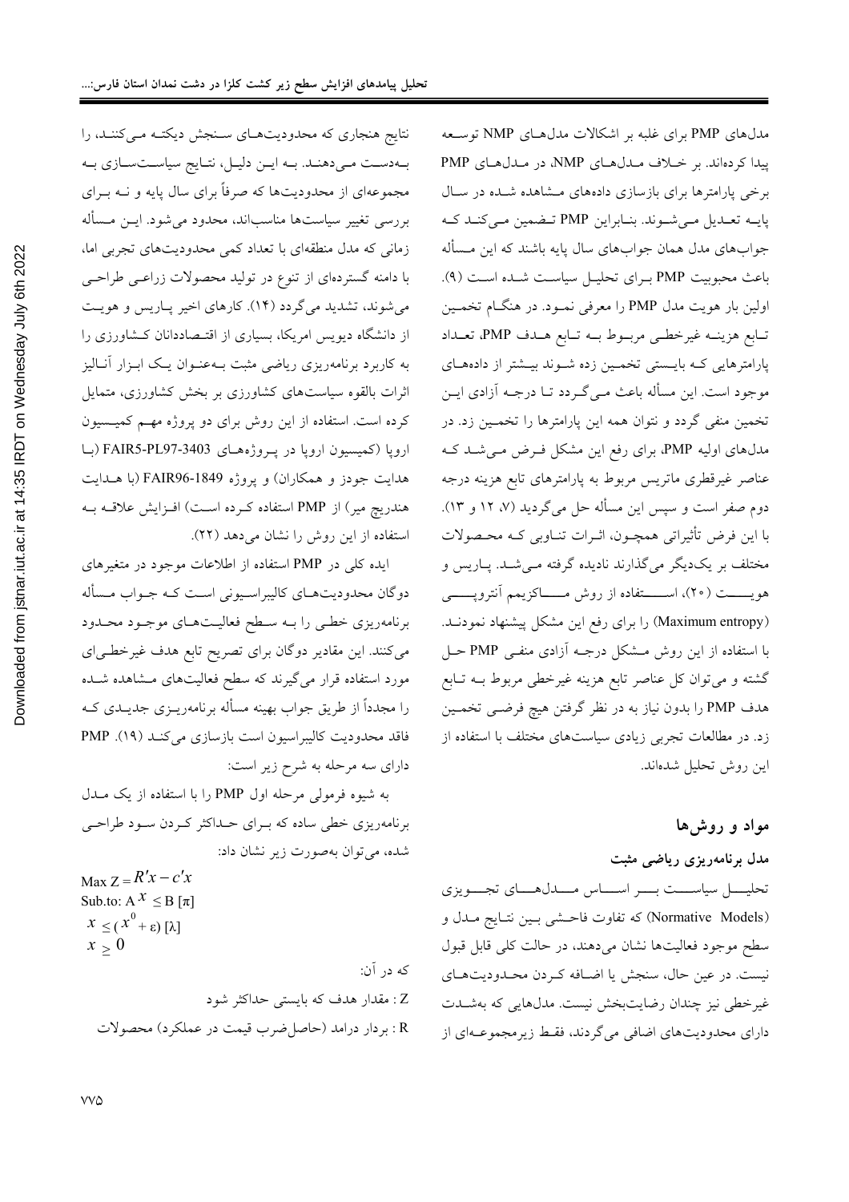مدل‌های PMP برای غلبه بر اشکالات مدل‌های NMP توسعه پیدا کرده‌اند. بر خلاف مدل‌های NMP، در مدل‌های PMP برخی پارامترها برای بازسازی داده‌های مشاهده شده در سال پایه تعدیل می‌شوند. بنابراین PMP تضمین می‌کند که جواب‌های مدل همان جواب‌های سال پایه باشند که این مسأله باعث محبوبیت PMP برای تحلیل سیاست شده است (۹). اولین بار هویت مدل PMP را معرفی نمود. در هنگام تخمین تابع هزینه غیرخطی مربوط به تابع هدف PMP، تعداد پارامترهایی که بایستی تخمین زده شوند بیشتر از داده‌های موجود است. این مسأله باعث می‌گردد تا درجه آزادی این تخمین منفی گردد و نتوان همه این پارامترها را تخمین زد. در مدل‌های اولیه PMP، برای رفع این مشکل فرض می‌شد که عناصر غیرقطری ماتریس مربوط به پارامترهای تابع هزینه درجه دوم صفر است و سپس این مسأله حل می‌گردید (۷، ۱۲ و ۱۳). با این فرض تأثیراتی همچون، اثرات تناوبی که محصولات مختلف بر یک‌دیگر می‌گذارند نادیده گرفته می‌شد. پاریس و هویت (۲۰)، استفاده از روش ماکزیمم آنتروپی (Maximum entropy) را برای رفع این مشکل پیشنهاد نمودند. با استفاده از این روش مشکل درجه آزادی منفی PMP حل گشته و می‌توان کل عناصر تابع هزینه غیرخطی مربوط به تابع هدف PMP را بدون نیاز به در نظر گرفتن هیچ فرضی تخمین زد. در مطالعات تجربی زیادی سیاست‌های مختلف با استفاده از این روش تحلیل شده‌اند.

## مواد و روش‌ها

### مدل برنامه‌ریزی ریاضی مثبت

تحلیل سیاست بر اساس مدل‌های تجویزی (Normative Models) که تفاوت فاحشی بین نتایج مدل و سطح موجود فعالیت‌ها نشان می‌دهند، در حالت کلی قابل قبول نیست. در عین حال، سنجش یا اضافه کردن محدودیت‌های غیرخطی نیز چندان رضایت‌بخش نیست. مدل‌هایی که به‌شدت دارای محدودیت‌های اضافی می‌گردند، فقط زیرمجموعه‌ای از نتایج هنجاری که محدودیت‌های سنجش دیکته می‌کنند، را به‌دست می‌دهند. به این دلیل، نتایج سیاست‌سازی به مجموعه‌ای از محدودیت‌ها که صرفاً برای سال پایه و نه برای بررسی تغییر سیاست‌ها مناسب‌اند، محدود می‌شود. این مسأله زمانی که مدل منطقه‌ای با تعداد کمی محدودیت‌های تجربی اما، با دامنه گسترده‌ای از تنوع در تولید محصولات زراعی طراحی می‌شوند، تشدید می‌گردد (۱۴). کارهای اخیر پاریس و هویت از دانشگاه دیویس امریکا، بسیاری از اقتصاددانان کشاورزی را به کاربرد برنامه‌ریزی ریاضی مثبت به‌عنوان یک ابزار آنالیز اثرات بالقوه سیاست‌های کشاورزی بر بخش کشاورزی، متمایل کرده است. استفاده از این روش برای دو پروژه مهم کمیسیون اروپا (کمیسیون اروپا در پروژه‌های FAIR5-PL97-3403 (با هدایت جودز و همکاران) و پروژه FAIR96-1849 (با هدایت هندریچ میر) از PMP استفاده کرده است) افزایش علاقه به استفاده از این روش را نشان می‌دهد (۲۲).

ایده کلی در PMP استفاده از اطلاعات موجود در متغیرهای دوگان محدودیت‌های کالیبراسیونی است که جواب مسأله برنامه‌ریزی خطی را به سطح فعالیت‌های موجود محدود می‌کنند. این مقادیر دوگان برای تصریح تابع هدف غیرخطی‌ای مورد استفاده قرار می‌گیرند که سطح فعالیت‌های مشاهده شده را مجدداً از طریق جواب بهینه مسأله برنامه‌ریزی جدیدی که فاقد محدودیت کالیبراسیون است بازسازی می‌کند (۱۹). PMP دارای سه مرحله به شرح زیر است:

به شیوه فرمولی مرحله اول PMP را با استفاده از یک مدل برنامه‌ریزی خطی ساده که برای حداکثر کردن سود طراحی شده، می‌توان به‌صورت زیر نشان داد:

$$\text{Max } Z = R'x - c'x$$
$$\text{Sub.to: } A\,x \leq B \; [\pi]$$
$$x \leq (x^0 + \varepsilon) \; [\lambda]$$
$$x \geq 0$$

که در آن:

Z : مقدار هدف که بایستی حداکثر شود

R : بردار درامد (حاصل‌ضرب قیمت در عملکرد) محصولات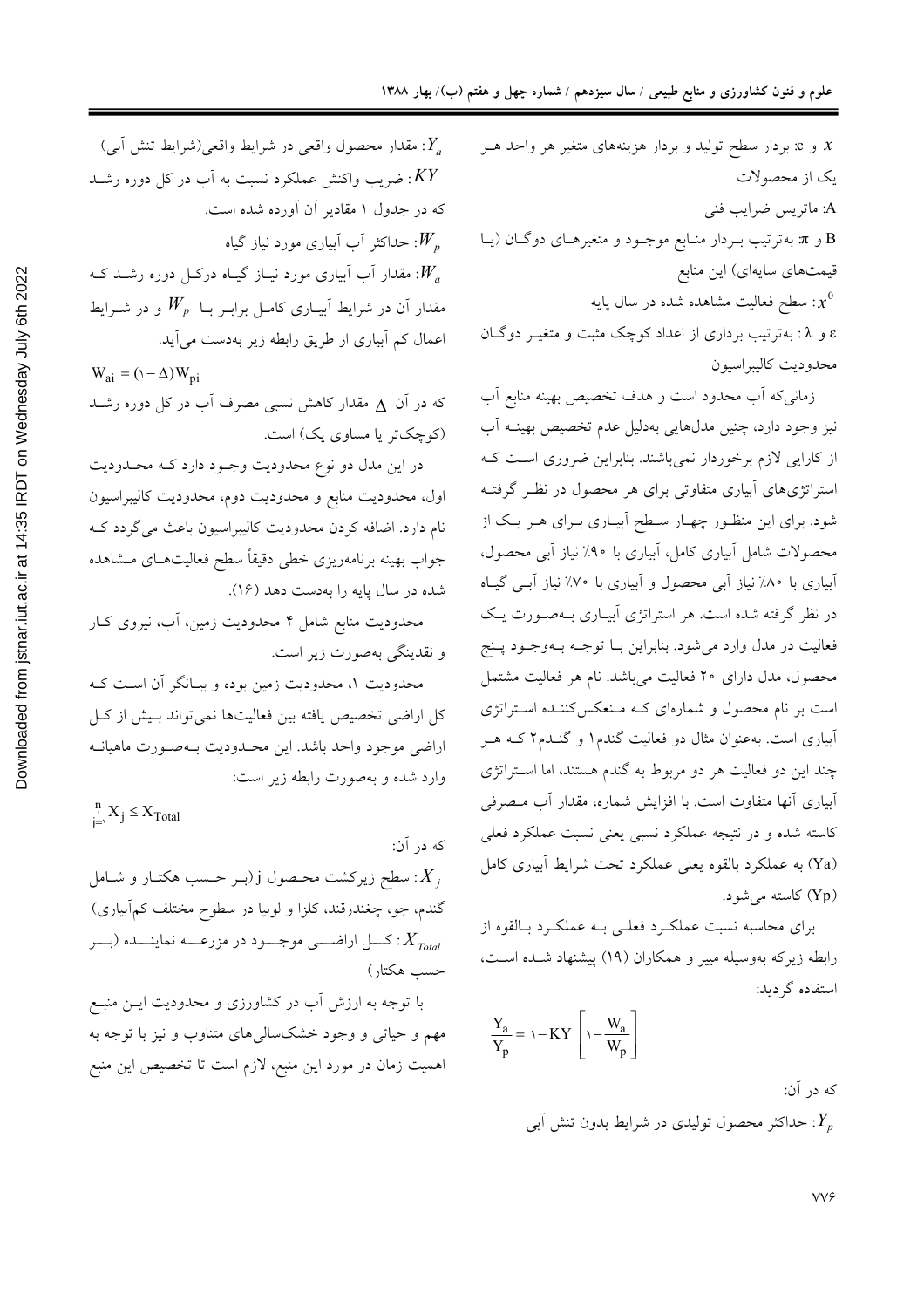$x$ و c: بردار سطح تولید و بردار هزینه‌های متغیر هر واحد هر یک از محصولات

A: ماتریس ضرایب فنی

B و π: به‌ترتیب بردار منابع موجود و متغیرهای دوگان (یا قیمت‌های سایه‌ای) این منابع

$x^0$: سطح فعالیت مشاهده شده در سال پایه

ε و λ : به‌ترتیب برداری از اعداد کوچک مثبت و متغیر دوگان محدودیت کالیبراسیون

زمانی‌که آب محدود است و هدف تخصیص بهینه منابع آب نیز وجود دارد، چنین مدل‌هایی به‌دلیل عدم تخصیص بهینه آب از کارایی لازم برخوردار نمی‌باشند. بنابراین ضروری است که استراتژی‌های آبیاری متفاوتی برای هر محصول در نظر گرفته شود. برای این منظور چهار سطح آبیاری برای هر یک از محصولات شامل آبیاری کامل، آبیاری با ۹۰٪ نیاز آبی محصول، آبیاری با ۸۰٪ نیاز آبی محصول و آبیاری با ۷۰٪ نیاز آبی گیاه در نظر گرفته شده است. هر استراتژی آبیاری به‌صورت یک فعالیت در مدل وارد می‌شود. بنابراین با توجه به‌وجود پنج محصول، مدل دارای ۲۰ فعالیت می‌باشد. نام هر فعالیت مشتمل است بر نام محصول و شماره‌ای که منعکس‌کننده استراتژی آبیاری است. به‌عنوان مثال دو فعالیت گندم۱ و گندم۲ که هر چند این دو فعالیت هر دو مربوط به گندم هستند، اما استراتژی آبیاری آنها متفاوت است. با افزایش شماره، مقدار آب مصرفی کاسته شده و در نتیجه عملکرد نسبی یعنی نسبت عملکرد فعلی (Ya) به عملکرد بالقوه یعنی عملکرد تحت شرایط آبیاری کامل (Yp) کاسته می‌شود.

برای محاسبه نسبت عملکرد فعلی به عملکرد بالقوه از رابطه زیرکه به‌وسیله مییر و همکاران (۱۹) پیشنهاد شده است، استفاده گردید:

$$\frac{Y_a}{Y_p} = 1 - KY\left[1 - \frac{W_a}{W_p}\right]$$

که در آن:

$Y_p$: حداکثر محصول تولیدی در شرایط بدون تنش آبی

$Y_a$: مقدار محصول واقعی در شرایط واقعی(شرایط تنش آبی)

$KY$: ضریب واکنش عملکرد نسبت به آب در کل دوره رشد که در جدول ۱ مقادیر آن آورده شده است.

$W_p$: حداکثر آب آبیاری مورد نیاز گیاه

$W_a$: مقدار آب آبیاری مورد نیاز گیاه درکل دوره رشد که مقدار آن در شرایط آبیاری کامل برابر با $W_p$ و در شرایط اعمال کم آبیاری از طریق رابطه زیر به‌دست می‌آید.

$$W_{ai} = (1 - \Delta)W_{pi}$$

که در آن Δ مقدار کاهش نسبی مصرف آب در کل دوره رشد (کوچک‌تر یا مساوی یک) است.

در این مدل دو نوع محدودیت وجود دارد که محدودیت اول، محدودیت منابع و محدودیت دوم، محدودیت کالیبراسیون نام دارد. اضافه کردن محدودیت کالیبراسیون باعث می‌گردد که جواب بهینه برنامه‌ریزی خطی دقیقاً سطح فعالیت‌های مشاهده شده در سال پایه را به‌دست دهد (۱۶).

محدودیت منابع شامل ۴ محدودیت زمین، آب، نیروی کار و نقدینگی به‌صورت زیر است.

محدودیت ۱، محدودیت زمین بوده و بیانگر آن است که کل اراضی تخصیص یافته بین فعالیت‌ها نمی‌تواند بیش از کل اراضی موجود واحد باشد. این محدودیت به‌صورت ماهیانه وارد شده و به‌صورت رابطه زیر است:

$$\sum_{j=1}^{n} X_j \leq X_{Total}$$

که در آن:

$X_j$: سطح زیرکشت محصول j (بر حسب هکتار و شامل گندم، جو، چغندرقند، کلزا و لوبیا در سطوح مختلف کم‌آبیاری)

$X_{Total}$: کل اراضی موجود در مزرعه نماینده (بر حسب هکتار)

با توجه به ارزش آب در کشاورزی و محدودیت این منبع مهم و حیاتی و وجود خشک‌سالی‌های متناوب و نیز با توجه به اهمیت زمان در مورد این منبع، لازم است تا تخصیص این منبع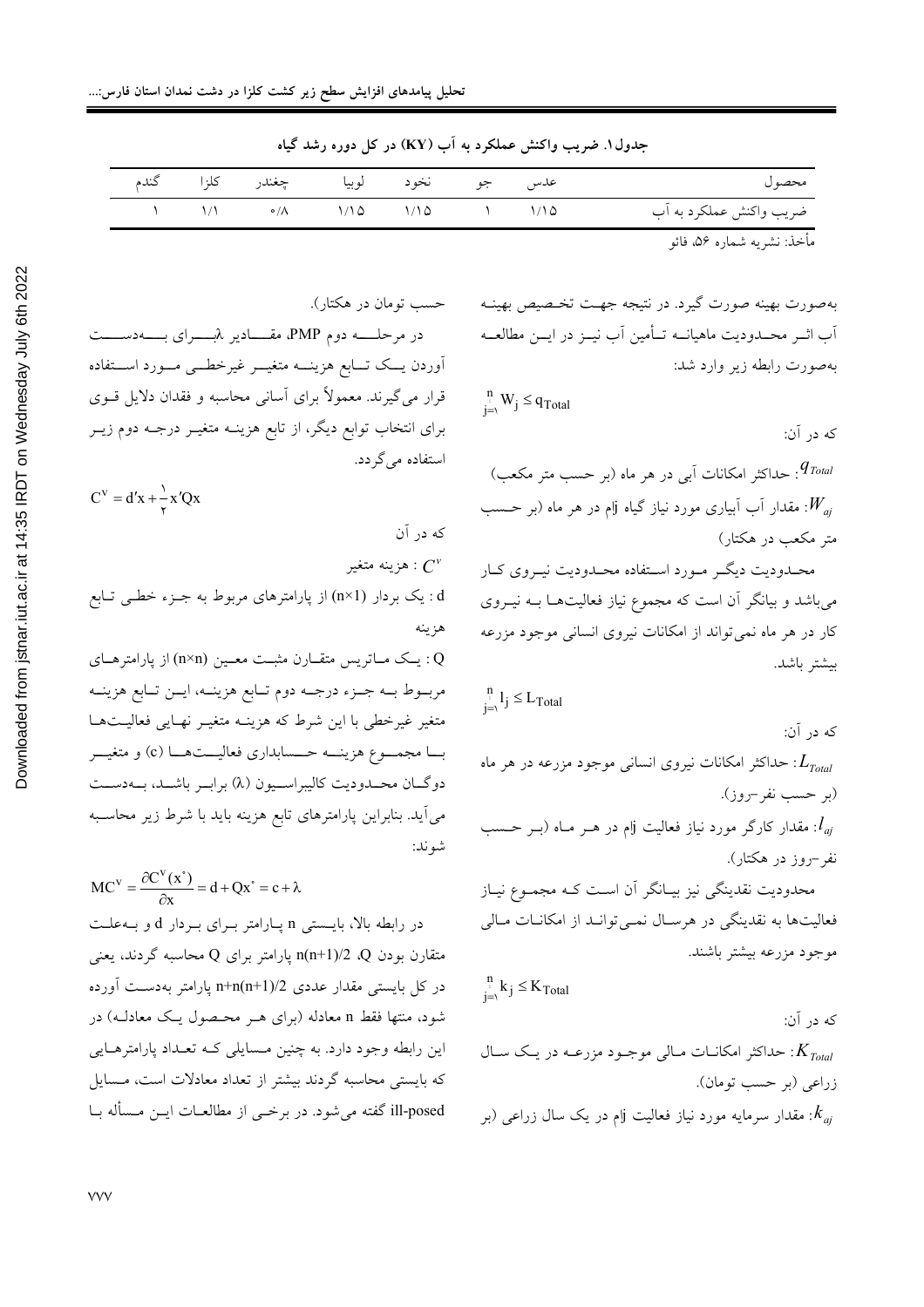جدول۱. ضریب واکنش عملکرد به آب (KY) در کل دوره رشد گیاه

| محصول | عدس | جو | نخود | لوبیا | چغندر | کلزا | گندم |
|---|---|---|---|---|---|---|---|
| ضریب واکنش عملکرد به آب | ۱/۱۵ | ۱ | ۱/۱۵ | ۱/۱۵ | ۰/۸ | ۱/۱ | ۱ |

مأخذ: نشریه شماره ۵۶، فائو

به‌صورت بهینه صورت گیرد. در نتیجه جهت تخصیص بهینه آب اثر محدودیت ماهیانه تأمین آب نیز در این مطالعه به‌صورت رابطه زیر وارد شد:

$$\sum_{j=1}^{n} W_j \leq q_{Total}$$

که در آن:

$q_{Total}$: حداکثر امکانات آبی در هر ماه (بر حسب متر مکعب)

$W_{aj}$: مقدار آب آبیاری مورد نیاز گیاه jام در هر ماه (بر حسب متر مکعب در هکتار)

محدودیت دیگر مورد استفاده محدودیت نیروی کار می‌باشد و بیانگر آن است که مجموع نیاز فعالیت‌ها به نیروی کار در هر ماه نمی‌تواند از امکانات نیروی انسانی موجود مزرعه بیشتر باشد.

$$\sum_{j=1}^{n} l_j \leq L_{Total}$$

که در آن:

$L_{Total}$: حداکثر امکانات نیروی انسانی موجود مزرعه در هر ماه (بر حسب نفر-روز).

$l_{aj}$: مقدار کارگر مورد نیاز فعالیت jام در هر ماه (بر حسب نفر-روز در هکتار).

محدودیت نقدینگی نیز بیانگر آن است که مجموع نیاز فعالیت‌ها به نقدینگی در هرسال نمی‌توانند از امکانات مالی موجود مزرعه بیشتر باشند.

$$\sum_{j=1}^{n} k_j \leq K_{Total}$$

که در آن:

$K_{Total}$: حداکثر امکانات مالی موجود مزرعه در یک سال زراعی (بر حسب تومان).

$k_{aj}$: مقدار سرمایه مورد نیاز فعالیت jام در یک سال زراعی (بر حسب تومان در هکتار).

در مرحله دوم PMP، مقادیر λ برای به‌دست آوردن یک تابع هزینه متغیر غیرخطی مورد استفاده قرار می‌گیرند. معمولاً برای آسانی محاسبه و فقدان دلایل قوی برای انتخاب توابع دیگر، از تابع هزینه متغیر درجه دوم زیر استفاده می‌گردد.

$$C^v = d'x + \frac{1}{2}x'Qx$$

که در آن

$C^v$ : هزینه متغیر

d : یک بردار (n×1) از پارامترهای مربوط به جزء خطی تابع هزینه

Q : یک ماتریس متقارن مثبت معین (n×n) از پارامترهای مربوط به جزء درجه دوم تابع هزینه، این تابع هزینه متغیر غیرخطی با این شرط که هزینه متغیر نهایی فعالیت‌ها با مجموع هزینه حسابداری فعالیت‌ها (c) و متغیر دوگان محدودیت کالیبراسیون (λ) برابر باشد، به‌دست می‌آید. بنابراین پارامترهای تابع هزینه باید با شرط زیر محاسبه شوند:

$$MC^v = \frac{\partial C^v(x^*)}{\partial x} = d + Qx^* = c + \lambda$$

در رابطه بالا، بایستی n پارامتر برای بردار d و به‌علت متقارن بودن Q، n(n+1)/2 پارامتر برای Q محاسبه گردند، یعنی در کل بایستی مقدار عددی n+n(n+1)/2 پارامتر به‌دست آورده شود، منتها فقط n معادله (برای هر محصول یک معادله) در این رابطه وجود دارد. به چنین مسایلی که تعداد پارامترهایی که بایستی محاسبه گردند بیشتر از تعداد معادلات است، مسایل ill-posed گفته می‌شود. در برخی از مطالعات این مسأله با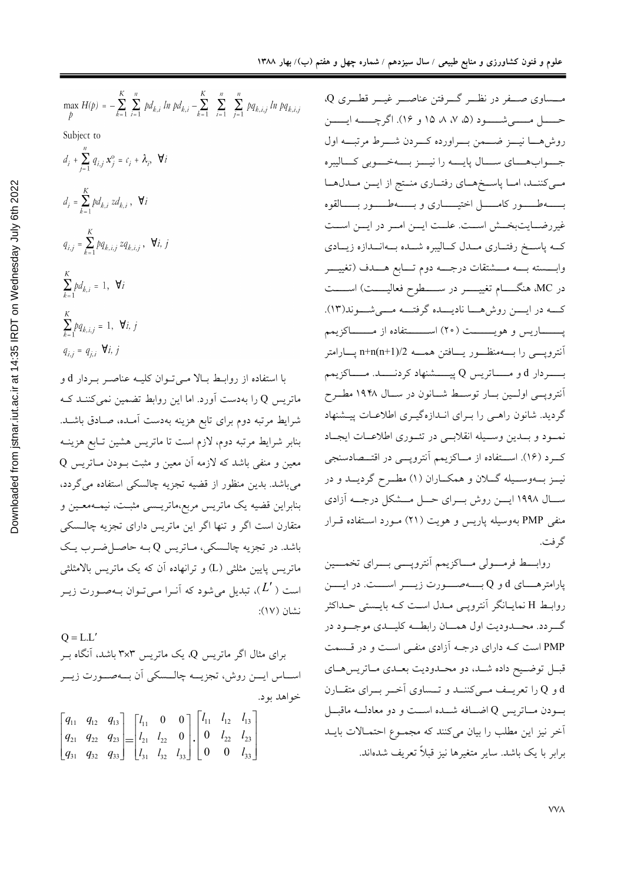مساوی صفر در نظر گرفتن عناصر غیر قطری Q، حل می‌شود (۵، ۷، ۸، ۱۵ و ۱۶). اگرچه این روش‌ها نیز ضمن برآورده کردن شرط مرتبه اول جواب‌های سال پایه را نیز به‌خوبی کالیبره می‌کنند، اما پاسخ‌های رفتاری منتج از این مدل‌ها به‌طور کامل اختیاری و به‌طور بالقوه غیررضایت‌بخش است. علت این امر در این است که پاسخ رفتاری مدل کالیبره شده به‌اندازه زیادی وابسته به مشتقات درجه دوم تابع هدف (تغییر در MC، هنگام تغییر در سطوح فعالیت) است که در این روش‌ها نادیده گرفته می‌شوند(۱۳). پاریس و هویت (۲۰) استفاده از ماکزیمم آنتروپی را به‌منظور یافتن همه n+n(n+1)/2 پارامتر بردار d و ماتریس Q پیشنهاد کردند. ماکزیمم آنتروپی اولین بار توسط شانون در سال ۱۹۴۸ مطرح گردید. شانون راهی را برای اندازه‌گیری اطلاعات پیشنهاد نمود و بدین وسیله انقلابی در تئوری اطلاعات ایجاد کرد (۱۶). استفاده از ماکزیمم آنتروپی در اقتصادسنجی نیز به‌وسیله گلان و همکاران (۱) مطرح گردید و در سال ۱۹۹۸ این روش برای حل مشکل درجه آزادی منفی PMP به‌وسیله پاریس و هویت (۲۱) مورد استفاده قرار گرفت.

روابط فرمولی ماکزیمم آنتروپی برای تخمین پارامترهای d و Q به‌صورت زیر است. در این روابط H نمایانگر آنتروپی مدل است که بایستی حداکثر گردد. محدودیت اول همان رابطه کلیدی موجود در PMP است که دارای درجه آزادی منفی است و در قسمت قبل توضیح داده شد، دو محدودیت بعدی ماتریس‌های d و Q را تعریف می‌کنند و تساوی آخر برای متقارن بودن ماتریس Q اضافه شده است و دو معادله ماقبل آخر نیز این مطلب را بیان می‌کنند که مجموع احتمالات باید برابر با یک باشد. سایر متغیرها نیز قبلاً تعریف شده‌اند.

$$\max_{p} H(p) = -\sum_{k=1}^{K}\sum_{i=1}^{n} pd_{k,i} \ln pd_{k,i} - \sum_{k=1}^{K}\sum_{i=1}^{n}\sum_{j=1}^{n} pq_{k,i,j} \ln pq_{k,i,j}$$

Subject to

$$d_i + \sum_{j=1}^{n} q_{i,j} x_j^o = c_i + \lambda_i, \ \forall i$$

$$d_i = \sum_{k=1}^{K} pd_{k,i}\, zd_{k,i}, \ \forall i$$

$$q_{i,j} = \sum_{k=1}^{K} pq_{k,i,j}\, zq_{k,i,j}, \ \forall i, j$$

$$\sum_{k=1}^{K} pd_{k,i} = 1, \ \forall i$$

$$\sum_{k=1}^{K} pq_{k,i,j} = 1, \ \forall i, j$$

$$q_{i,j} = q_{j,i} \ \forall i, j$$

با استفاده از روابط بالا می‌توان کلیه عناصر بردار d و ماتریس Q را به‌دست آورد. اما این روابط تضمین نمی‌کنند که شرایط مرتبه دوم برای تابع هزینه به‌دست آمده، صادق باشد. بنابر شرایط مرتبه دوم، لازم است تا ماتریس هشین تابع هزینه معین و منفی باشد که لازمه آن معین و مثبت بودن ماتریس Q می‌باشد. بدین منظور از قضیه تجزیه چالسکی استفاده می‌گردد، بنابراین قضیه یک ماتریس مربع،ماتریسی مثبت، نیمه‌معین و متقارن است اگر و تنها اگر این ماتریس دارای تجزیه چالسکی باشد. در تجزیه چالسکی، ماتریس Q به حاصل‌ضرب یک ماتریس پایین مثلثی (L) و ترانهاده آن که یک ماتریس بالامثلثی است ($L'$)، تبدیل می‌شود که آنرا می‌توان به‌صورت زیر نشان (۱۷):

$$Q = L.L'$$

برای مثال اگر ماتریس Q، یک ماتریس ۳×۳ باشد، آنگاه بر اساس این روش، تجزیه چالسکی آن به‌صورت زیر خواهد بود.

$$\begin{bmatrix} q_{11} & q_{12} & q_{13} \\ q_{21} & q_{22} & q_{23} \\ q_{31} & q_{32} & q_{33} \end{bmatrix} = \begin{bmatrix} l_{11} & 0 & 0 \\ l_{21} & l_{22} & 0 \\ l_{31} & l_{32} & l_{33} \end{bmatrix} . \begin{bmatrix} l_{11} & l_{12} & l_{13} \\ 0 & l_{22} & l_{23} \\ 0 & 0 & l_{33} \end{bmatrix}$$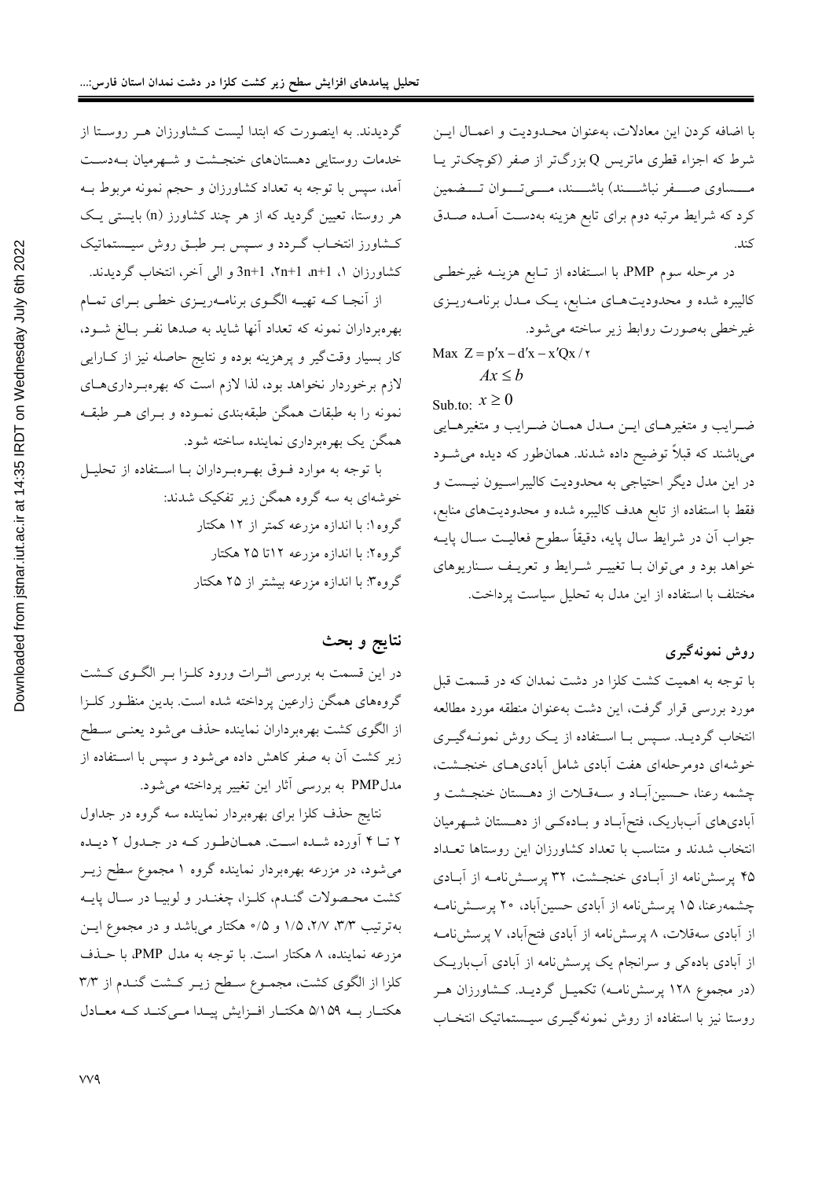با اضافه کردن این معادلات، به‌عنوان محدودیت و اعمال این شرط که اجزاء قطری ماتریس Q بزرگ‌تر از صفر (کوچک‌تر یا مساوی صفر نباشند) باشند، می‌توان تضمین کرد که شرایط مرتبه دوم برای تابع هزینه به‌دست آمده صدق کند.

در مرحله سوم PMP، با استفاده از تابع هزینه غیرخطی کالیبره شده و محدودیت‌های منابع، یک مدل برنامه‌ریزی غیرخطی به‌صورت روابط زیر ساخته می‌شود.

$$\text{Max } Z = p'x - d'x - x'Qx/2$$

$$Ax \leq b$$

$$\text{Sub.to: } x \geq 0$$

ضرایب و متغیرهای این مدل همان ضرایب و متغیرهایی می‌باشند که قبلاً توضیح داده شدند. همان‌طور که دیده می‌شود در این مدل دیگر احتیاجی به محدودیت کالیبراسیون نیست و فقط با استفاده از تابع هدف کالیبره شده و محدودیت‌های منابع، جواب آن در شرایط سال پایه، دقیقاً سطوح فعالیت سال پایه خواهد بود و می‌توان با تغییر شرایط و تعریف سناریوهای مختلف با استفاده از این مدل به تحلیل سیاست پرداخت.

## روش نمونه‌گیری

با توجه به اهمیت کشت کلزا در دشت نمدان که در قسمت قبل مورد بررسی قرار گرفت، این دشت به‌عنوان منطقه مورد مطالعه انتخاب گردید. سپس با استفاده از یک روش نمونه‌گیری خوشه‌ای دومرحله‌ای هفت آبادی شامل آبادی‌های خنجشت، چشمه رعنا، حسین‌آباد و سه‌قلات از دهستان خنجشت و آبادی‌های آب‌باریک، فتح‌آباد و باده‌کی از دهستان شهرمیان انتخاب شدند و متناسب با تعداد کشاورزان این روستاها تعداد ۴۵ پرسش‌نامه از آبادی خنجشت، ۳۲ پرسش‌نامه از آبادی چشمه‌رعنا، ۱۵ پرسش‌نامه از آبادی حسین‌آباد، ۲۰ پرسش‌نامه از آبادی سه‌قلات، ۸ پرسش‌نامه از آبادی فتح‌آباد، ۷ پرسش‌نامه از آبادی باده‌کی و سرانجام یک پرسش‌نامه از آبادی آب‌باریک (در مجموع ۱۲۸ پرسش‌نامه) تکمیل گردید. کشاورزان هر روستا نیز با استفاده از روش نمونه‌گیری سیستماتیک انتخاب گردیدند. به اینصورت که ابتدا لیست کشاورزان هر روستا از خدمات روستایی دهستان‌های خنجشت و شهرمیان به‌دست آمد، سپس با توجه به تعداد کشاورزان و حجم نمونه مربوط به هر روستا، تعیین گردید که از هر چند کشاورز (n) بایستی یک کشاورز انتخاب گردد و سپس بر طبق روش سیستماتیک کشاورزان ۱، n+1، 2n+1، 3n+1 و الی آخر، انتخاب گردیدند.

از آنجا که تهیه الگوی برنامه‌ریزی خطی برای تمام بهره‌برداران نمونه که تعداد آنها شاید به صدها نفر بالغ شود، کار بسیار وقت‌گیر و پرهزینه بوده و نتایج حاصله نیز از کارایی لازم برخوردار نخواهد بود، لذا لازم است که بهره‌برداری‌های نمونه را به طبقات همگن طبقه‌بندی نموده و برای هر طبقه همگن یک بهره‌برداری نماینده ساخته شود.

با توجه به موارد فوق بهره‌برداران با استفاده از تحلیل خوشه‌ای به سه گروه همگن زیر تفکیک شدند:

گروه۱: با اندازه مزرعه کمتر از ۱۲ هکتار

گروه۲: با اندازه مزرعه ۱۲تا ۲۵ هکتار

گروه۳: با اندازه مزرعه بیشتر از ۲۵ هکتار

## نتایج و بحث

در این قسمت به بررسی اثرات ورود کلزا بر الگوی کشت گروه‌های همگن زارعین پرداخته شده است. بدین منظور کلزا از الگوی کشت بهره‌برداران نماینده حذف می‌شود یعنی سطح زیر کشت آن به صفر کاهش داده می‌شود و سپس با استفاده از مدلPMP به بررسی آثار این تغییر پرداخته می‌شود.

نتایج حذف کلزا برای بهره‌بردار نماینده سه گروه در جداول ۲ تا ۴ آورده شده است. همان‌طور که در جدول ۲ دیده می‌شود، در مزرعه بهره‌بردار نماینده گروه ۱ مجموع سطح زیر کشت محصولات گندم، کلزا، چغندر و لوبیا در سال پایه به‌ترتیب ۳/۳، ۲/۷، ۱/۵ و ۰/۵ هکتار می‌باشد و در مجموع این مزرعه نماینده، ۸ هکتار است. با توجه به مدل PMP، با حذف کلزا از الگوی کشت، مجموع سطح زیر کشت گندم از ۳/۳ هکتار به ۵/۱۵۹ هکتار افزایش پیدا می‌کند که معادل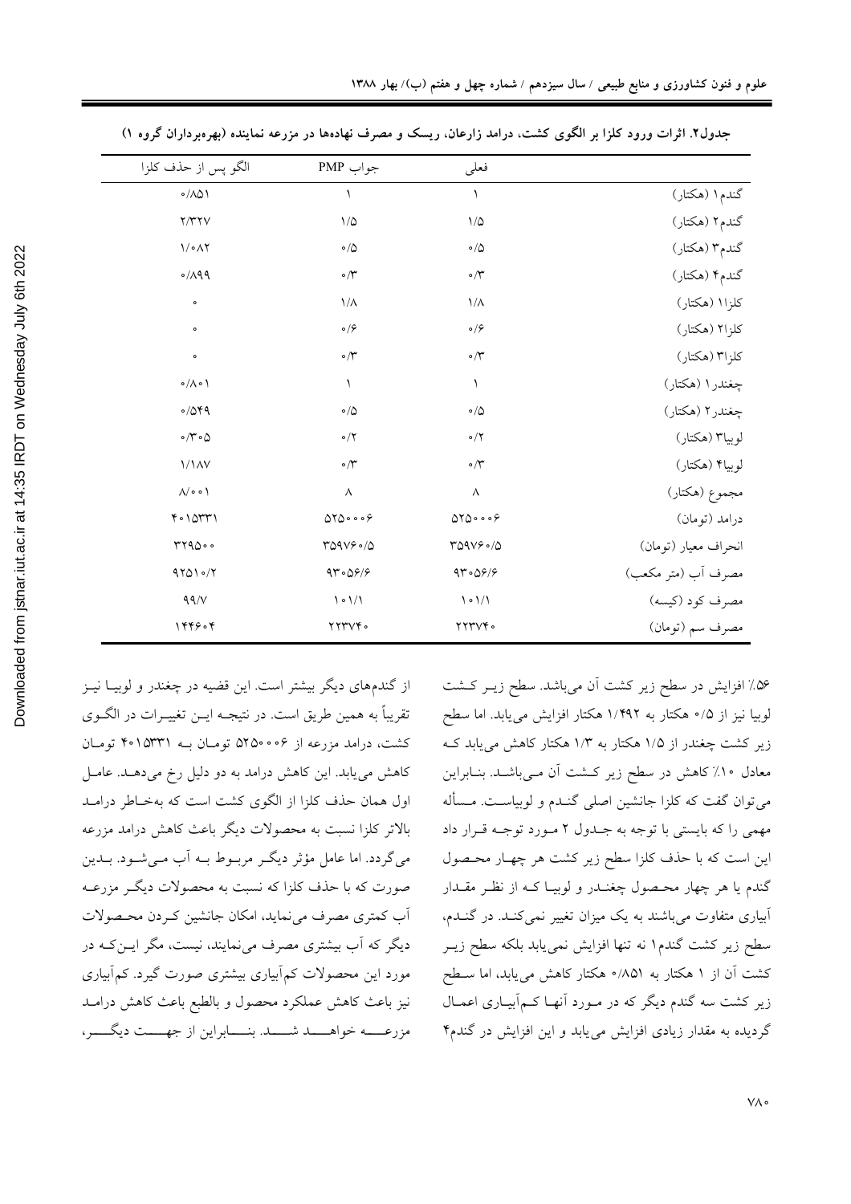جدول۲. اثرات ورود کلزا بر الگوی کشت، درامد زارعان، ریسک و مصرف نهاده‌ها در مزرعه نماینده (بهره‌برداران گروه ۱)

| | فعلی | جواب PMP | الگو پس از حذف کلزا |
|---|---|---|---|
| گندم۱ (هکتار) | ۱ | ۱ | ۰/۸۵۱ |
| گندم۲ (هکتار) | ۱/۵ | ۱/۵ | ۲/۳۲۷ |
| گندم۳ (هکتار) | ۰/۵ | ۰/۵ | ۱/۰۸۲ |
| گندم۴ (هکتار) | ۰/۳ | ۰/۳ | ۰/۸۹۹ |
| کلزا۱ (هکتار) | ۱/۸ | ۱/۸ | ۰ |
| کلزا۲ (هکتار) | ۰/۶ | ۰/۶ | ۰ |
| کلزا۳ (هکتار) | ۰/۳ | ۰/۳ | ۰ |
| چغندر۱ (هکتار) | ۱ | ۱ | ۰/۸۰۱ |
| چغندر۲ (هکتار) | ۰/۵ | ۰/۵ | ۰/۵۴۹ |
| لوبیا۳ (هکتار) | ۰/۲ | ۰/۲ | ۰/۳۰۵ |
| لوبیا۴ (هکتار) | ۰/۳ | ۰/۳ | ۱/۱۸۷ |
| مجموع (هکتار) | ۸ | ۸ | ۸/۰۰۱ |
| درامد (تومان) | ۵۲۵۰۰۰۶ | ۵۲۵۰۰۰۶ | ۴۰۱۵۳۳۱ |
| انحراف معیار (تومان) | ۳۵۹۷۶۰/۵ | ۳۵۹۷۶۰/۵ | ۳۲۹۵۰۰ |
| مصرف آب (متر مکعب) | ۹۳۰۵۶/۶ | ۹۳۰۵۶/۶ | ۹۲۵۱۰/۲ |
| مصرف کود (کیسه) | ۱۰۱/۱ | ۱۰۱/۱ | ۹۹/۷ |
| مصرف سم (تومان) | ۲۲۳۷۴۰ | ۲۲۳۷۴۰ | ۱۴۴۶۰۴ |

۵۶٪ افزایش در سطح زیر کشت آن می‌باشد. سطح زیـر کـشت لوبیا نیز از ۰/۵ هکتار به ۱/۴۹۲ هکتار افزایش می‌یابد. اما سطح زیر کشت چغندر از ۱/۵ هکتار به ۱/۳ هکتار کاهش می‌یابد کـه معادل ۱۰٪ کاهش در سطح زیر کـشت آن مـی‌باشـد. بنـابراین می‌توان گفت که کلزا جانشین اصلی گنـدم و لوبیاسـت. مـسأله مهمی را که بایستی با توجه به جـدول ۲ مـورد توجـه قـرار داد این است که با حذف کلزا سطح زیر کشت هر چهـار محـصول گندم یا هر چهار محـصول چغنـدر و لوبیـا کـه از نظـر مقـدار آبیاری متفاوت می‌باشند به یک میزان تغییر نمی‌کنـد. در گنـدم، سطح زیر کشت گندم۱ نه تنها افزایش نمی‌یابد بلکه سطح زیـر کشت آن از ۱ هکتار به ۰/۸۵۱ هکتار کاهش می‌یابد، اما سـطح زیر کشت سه گندم دیگر که در مـورد آنهـا کـم‌آبیـاری اعمـال گردیده به مقدار زیادی افزایش می‌یابد و این افزایش در گندم۴ از گندم‌های دیگر بیشتر است. این قضیه در چغندر و لوبیـا نیـز تقریباً به همین طریق است. در نتیجـه ایـن تغییـرات در الگـوی کشت، درامد مزرعه از ۵۲۵۰۰۰۶ تومـان بـه ۴۰۱۵۳۳۱ تومـان کاهش می‌یابد. این کاهش درامد به دو دلیل رخ می‌دهـد. عامـل اول همان حذف کلزا از الگوی کشت است که به‌خـاطر درامـد بالاتر کلزا نسبت به محصولات دیگر باعث کاهش درامد مزرعه می‌گردد. اما عامل مؤثر دیگـر مربـوط بـه آب مـی‌شـود. بـدین صورت که با حذف کلزا که نسبت به محصولات دیگـر مزرعـه آب کمتری مصرف می‌نماید، امکان جانشین کـردن محـصولات دیگر که آب بیشتری مصرف می‌نمایند، نیست، مگر ایـن‌کـه در مورد این محصولات کم‌آبیاری بیشتری صورت گیرد. کم‌آبیاری نیز باعث کاهش عملکرد محصول و بالطبع باعث کاهش درامـد مزرعـــه خواهـــد شـــد. بنـــابراین از جهـــت دیگـــر،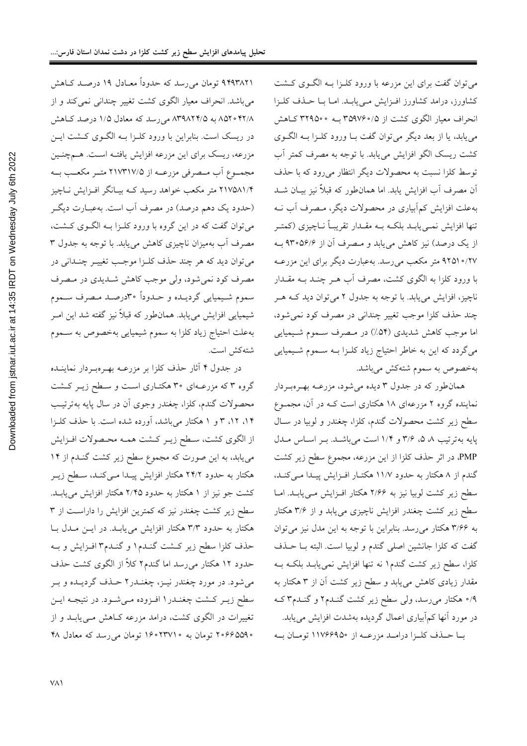می‌توان گفت برای این مزرعه با ورود کلـزا بـه الگـوی کـشت کشاورز، درامد کشاورز افـزایش مـی‌یابـد. امـا بـا حـذف کلـزا انحراف معیار الگوی کشت از ۳۵۹۷۶۰/۵ بـه ۳۲۹۵۰۰ کـاهش می‌یابد، یا از بعد دیگر می‌توان گفت بـا ورود کلـزا بـه الگـوی کشت ریسک الگو افزایش می‌یابد. با توجه به مصرف کمتر آب توسط کلزا نسبت به محصولات دیگر انتظار می‌رود که با حذف آن مصرف آب افزایش یابد. اما همان‌طور که قبلاً نیز بیـان شـد به‌علت افزایش کم‌آبیاری در محصولات دیگر، مـصرف آب نـه تنها افزایش نمـی‌یابـد بلکـه بـه مقـدار تقریبـاً نـاچیزی (کمتـر از یک درصد) نیز کاهش می‌یابد و مـصرف آن از ۹۳۰۵۶/۶ بـه ۹۲۵۱۰/۲۷ متر مکعب می‌رسد. به‌عبارت دیگر برای این مزرعـه با ورود کلزا به الگوی کشت، مصرف آب هـر چنـد بـه مقـدار ناچیز، افزایش می‌یابد. با توجه به جدول ۲ می‌توان دید کـه هـر چند حذف کلزا موجب تغییر چندانی در مصرف کود نمی‌شود، اما موجب کاهش شدیدی (۵۴٪) در مـصرف سـموم شـیمیایی می‌گردد که این به خاطر احتیاج زیاد کلـزا بـه سـموم شـیمیایی به‌خصوص به سموم شته‌کش می‌باشد.

همان‌طور که در جدول ۳ دیده می‌شود، مزرعـه بهـره‌بـردار نماینده گروه ۲ مزرعه‌ای ۱۸ هکتاری است کـه در آن، مجمـوع سطح زیر کشت محصولات گندم، کلزا، چغندر و لوبیا در سـال پایه به‌ترتیب ۸، ۵، ۳/۶ و ۱/۴ است می‌باشـد. بـر اسـاس مـدل PMP، در اثر حذف کلزا از این مزرعه، مجموع سطح زیر کشت گندم از ۸ هکتار به حدود ۱۱/۷ هکتـار افـزایش پیـدا مـی‌کنـد، سطح زیر کشت لوبیا نیز به ۲/۶۶ هکتار افـزایش مـی‌یابـد. امـا سطح زیر کشت چغندر افزایش ناچیزی می‌یابد و از ۳/۶ هکتار به ۳/۶۶ هکتار می‌رسد. بنابراین با توجه به این مدل نیز می‌توان گفت که کلزا جانشین اصلی گندم و لوبیا است. البته بـا حـذف کلزا، سطح زیر کشت گندم۱ نه تنها افزایش نمی‌یابـد بلکـه بـه مقدار زیادی کاهش می‌یابد و سطح زیر کشت آن از ۳ هکتار به ۰/۹ هکتار می‌رسد، ولی سطح زیر کشت گنـدم۲ و گنـدم۳ کـه در مورد آنها کم‌آبیاری اعمال گردیده به‌شدت افزایش می‌یابد.

بـا حـذف کلـزا درامـد مزرعـه از ۱۱۷۶۶۹۵۰ تومـان بـه ۹۴۹۳۸۲۱ تومان می‌رسد که حدوداً معـادل ۱۹ درصـد کـاهش می‌باشد. انحراف معیار الگوی کشت تغییر چندانی نمی‌کند و از ۸۵۲۰۴۲/۸ به ۸۳۹۸۲۴/۵ می‌رسد که معادل ۱/۵ درصد کـاهش در ریسک است. بنابراین با ورود کلـزا بـه الگـوی کـشت ایـن مزرعه، ریسک برای این مزرعه افزایش یافتـه اسـت. هـم‌چنـین مجمـوع آب مـصرفی مزرعـه از ۲۱۷۳۱۷/۵ متـر مکعـب بـه ۲۱۷۵۸۱/۴ متر مکعب خواهد رسید کـه بیـانگر افـزایش نـاچیز (حدود یک دهم درصد) در مصرف آب است. به‌عبـارت دیگـر می‌توان گفت که در این گروه با ورود کلـزا بـه الگـوی کـشت، مصرف آب به‌میزان ناچیزی کاهش می‌یابد. با توجه به جدول ۳ می‌توان دید که هر چند حذف کلـزا موجـب تغییـر چنـدانی در مصرف کود نمی‌شود، ولی موجب کاهش شـدیدی در مـصرف سموم شـیمیایی گردیـده و حـدوداً ۳۰درصـد مـصرف سـموم شیمیایی افزایش می‌یابد. همان‌طور که قبلاً نیز گفته شد این امـر به‌علت احتیاج زیاد کلزا به سموم شیمیایی به‌خصوص به سـموم شته‌کش است.

در جدول ۴ آثار حذف کلزا بر مزرعـه بهـره‌بـردار نماینـده گروه ۳ که مزرعـه‌ای ۳۰ هکتـاری اسـت و سـطح زیـر کـشت محصولات گندم، کلزا، چغندر وجوی آن در سال پایه به‌ترتیـب ۱۴، ۱۲، ۳ و ۱ هکتار می‌باشد، آورده شده است. با حذف کلـزا از الگوی کشت، سـطح زیـر کـشت همـه محـصولات افـزایش می‌یابد، به این صورت که مجموع سطح زیر کشت گنـدم از ۱۴ هکتار به حـدود ۲۴/۲ هکتار افزایش پیـدا مـی‌کنـد، سـطح زیـر کشت جو نیز از ۱ هکتار به حدود ۲/۴۵ هکتار افزایش می‌یابـد. سطح زیر کشت چغندر نیز که کمترین افزایش را داراسـت از ۳ هکتار به حدود ۳/۳ هکتار افزایش می‌یابـد. در ایـن مـدل بـا حذف کلزا سطح زیر کـشت گنـدم۱ و گنـدم۳ افـزایش و بـه حدود ۱۲ هکتار می‌رسد اما گندم۲ کلاً از الگوی کشت حذف می‌شود. در مورد چغندر نیـز، چغنـدر۲ حـذف گردیـده و بـر سطح زیـر کـشت چغنـدر۱ افـزوده مـی‌شـود. در نتیجـه ایـن تغییرات در الگوی کشت، درامد مزرعه کـاهش مـی‌یابـد و از ۲۰۶۶۵۵۹۰ تومان به ۱۶۰۲۳۷۱۰ تومان می‌رسد که معادل ۴۸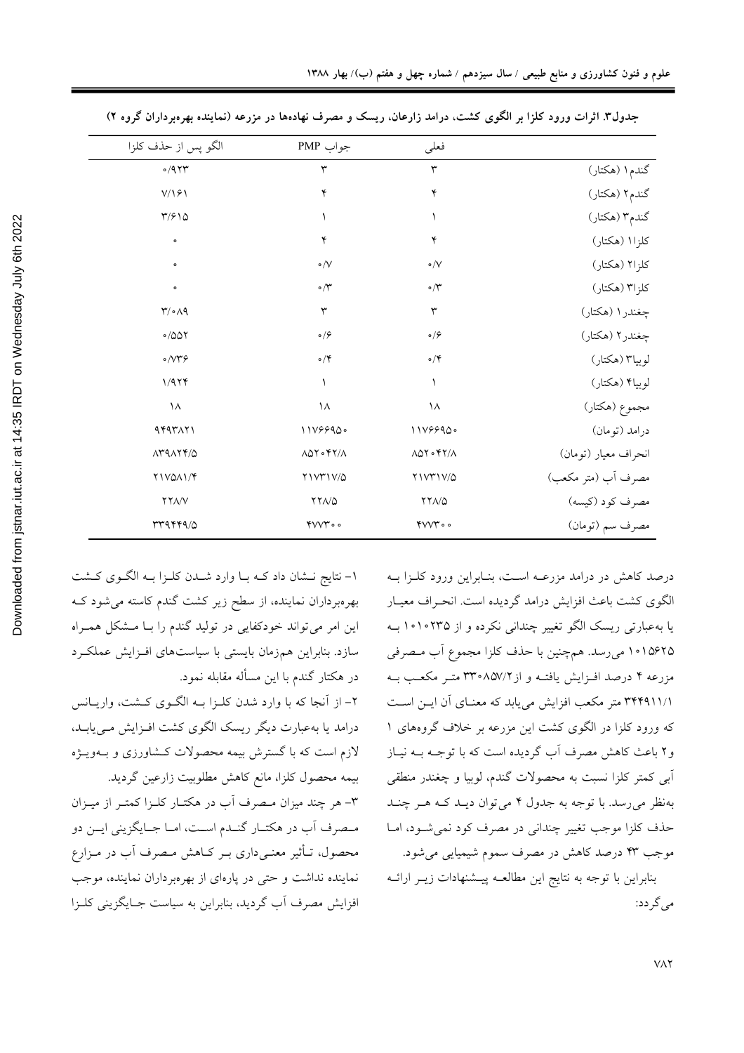جدول۳. اثرات ورود کلزا بر الگوی کشت، درامد زارعان، ریسک و مصرف نهاده‌ها در مزرعه (نماینده بهره‌برداران گروه ۲)

| | فعلی | جواب PMP | الگو پس از حذف کلزا |
|---|---|---|---|
| گندم۱ (هکتار) | ۳ | ۳ | ۰/۹۲۳ |
| گندم۲ (هکتار) | ۴ | ۴ | ۷/۱۶۱ |
| گندم۳ (هکتار) | ۱ | ۱ | ۳/۶۱۵ |
| کلزا۱ (هکتار) | ۴ | ۴ | ۰ |
| کلزا۲ (هکتار) | ۰/۷ | ۰/۷ | ۰ |
| کلزا۳ (هکتار) | ۰/۳ | ۰/۳ | ۰ |
| چغندر۱ (هکتار) | ۳ | ۳ | ۳/۰۸۹ |
| چغندر۲ (هکتار) | ۰/۶ | ۰/۶ | ۰/۵۵۲ |
| لوبیا۳ (هکتار) | ۰/۴ | ۰/۴ | ۰/۷۳۶ |
| لوبیا۴ (هکتار) | ۱ | ۱ | ۱/۹۲۴ |
| مجموع (هکتار) | ۱۸ | ۱۸ | ۱۸ |
| درامد (تومان) | ۱۱۷۶۶۹۵۰ | ۱۱۷۶۶۹۵۰ | ۹۴۹۳۸۲۱ |
| انحراف معیار (تومان) | ۸۵۲۰۴۲/۸ | ۸۵۲۰۴۲/۸ | ۸۳۹۸۲۴/۵ |
| مصرف آب (متر مکعب) | ۲۱۷۳۱۷/۵ | ۲۱۷۳۱۷/۵ | ۲۱۷۵۸۱/۴ |
| مصرف کود (کیسه) | ۲۲۸/۵ | ۲۲۸/۵ | ۲۲۸/۷ |
| مصرف سم (تومان) | ۴۷۷۳۰۰ | ۴۷۷۳۰۰ | ۳۳۹۴۴۹/۵ |

درصد کاهش در درامد مزرعـه اسـت، بنـابراین ورود کلـزا بـه الگوی کشت باعث افزایش درامد گردیده است. انحـراف معیـار یا به‌عبارتی ریسک الگو تغییر چندانی نکرده و از ۱۰۱۰۲۳۵ بـه ۱۰۱۵۶۲۵ می‌رسد. همچنین با حذف کلزا مجموع آب مـصرفی مزرعه ۴ درصد افـزایش یافتـه و از۳۳۰۸۵۷/۲ متـر مکعـب بـه ۳۴۴۹۱۱/۱ متر مکعب افزایش می‌یابد که معنـای آن ایـن اسـت که ورود کلزا در الگوی کشت این مزرعه بر خلاف گروه‌های ۱ و۲ باعث کاهش مصرف آب گردیده است که با توجـه بـه نیـاز آبی کمتر کلزا نسبت به محصولات گندم، لوبیا و چغندر منطقی به‌نظر می‌رسد. با توجه به جدول ۴ می‌توان دیـد کـه هـر چنـد حذف کلزا موجب تغییر چندانی در مصرف کود نمی‌شـود، امـا موجب ۴۳ درصد کاهش در مصرف سموم شیمیایی می‌شود.

بنابراین با توجه به نتایج این مطالعـه پیـشنهادات زیـر ارائـه می‌گردد:

۱- نتایج نـشان داد کـه بـا وارد شـدن کلـزا بـه الگـوی کـشت بهره‌برداران نماینده، از سطح زیر کشت گندم کاسته می‌شود کـه این امر می‌تواند خودکفایی در تولید گندم را بـا مـشکل همـراه سازد. بنابراین هم‌زمان بایستی با سیاست‌های افـزایش عملکـرد در هکتار گندم با این مسأله مقابله نمود.

۲- از آنجا که با وارد شدن کلـزا بـه الگـوی کـشت، واریـانس درامد یا به‌عبارت دیگر ریسک الگوی کشت افـزایش مـی‌یابـد، لازم است که با گسترش بیمه محصولات کـشاورزی و بـه‌ویـژه بیمه محصول کلزا، مانع کاهش مطلوبیت زارعین گردید.

۳- هر چند میزان مـصرف آب در هکتـار کلـزا کمتـر از میـزان مـصرف آب در هکتـار گنـدم اسـت، امـا جـایگزینی ایـن دو محصول، تـأثیر معنـی‌داری بـر کـاهش مـصرف آب در مـزارع نماینده نداشت و حتی در پاره‌ای از بهره‌برداران نماینده، موجب افزایش مصرف آب گردید، بنابراین به سیاست جـایگزینی کلـزا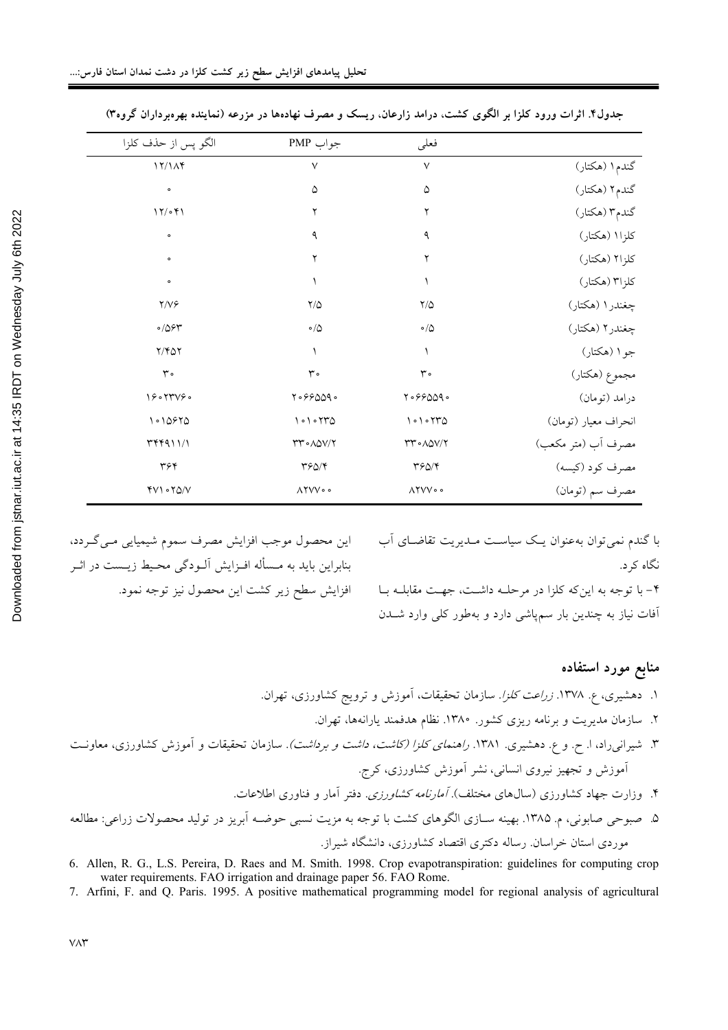جدول۴. اثرات ورود کلزا بر الگوی کشت، درامد زارعان، ریسک و مصرف نهاده‌ها در مزرعه (نماینده بهره‌برداران گروه۳)

| | فعلی | جواب PMP | الگو پس از حذف کلزا |
|---|---|---|---|
| گندم۱ (هکتار) | ۷ | ۷ | ۱۲/۱۸۴ |
| گندم۲ (هکتار) | ۵ | ۵ | ۰ |
| گندم۳ (هکتار) | ۲ | ۲ | ۱۲/۰۴۱ |
| کلزا۱ (هکتار) | ۹ | ۹ | ۰ |
| کلزا۲ (هکتار) | ۲ | ۲ | ۰ |
| کلزا۳ (هکتار) | ۱ | ۱ | ۰ |
| چغندر۱ (هکتار) | ۲/۵ | ۲/۵ | ۲/۷۶ |
| چغندر۲ (هکتار) | ۰/۵ | ۰/۵ | ۰/۵۶۳ |
| جو۱ (هکتار) | ۱ | ۱ | ۲/۴۵۲ |
| مجموع (هکتار) | ۳۰ | ۳۰ | ۳۰ |
| درامد (تومان) | ۲۰۶۶۵۵۹۰ | ۲۰۶۶۵۵۹۰ | ۱۶۰۲۳۷۶۰ |
| انحراف معیار (تومان) | ۱۰۱۰۲۳۵ | ۱۰۱۰۲۳۵ | ۱۰۱۵۶۲۵ |
| مصرف آب (متر مکعب) | ۳۳۰۸۵۷/۲ | ۳۳۰۸۵۷/۲ | ۳۴۴۹۱۱/۱ |
| مصرف کود (کیسه) | ۳۶۵/۴ | ۳۶۵/۴ | ۳۶۴ |
| مصرف سم (تومان) | ۸۲۷۷۰۰ | ۸۲۷۷۰۰ | ۴۷۱۰۲۵/۷ |

با گندم نمی‌توان به‌عنوان یک سیاست مدیریت تقاضای آب نگاه کرد.

۴- با توجه به این‌که کلزا در مرحله داشت، جهت مقابله با آفات نیاز به چندین بار سم‌پاشی دارد و به‌طور کلی وارد شدن این محصول موجب افزایش مصرف سموم شیمیایی می‌گردد، بنابراین باید به مسأله افزایش آلودگی محیط زیست در اثر افزایش سطح زیر کشت این محصول نیز توجه نمود.

## منابع مورد استفاده

۱. دهشیری، ع. ۱۳۷۸. *زراعت کلزا*. سازمان تحقیقات، آموزش و ترویج کشاورزی، تهران.

۲. سازمان مدیریت و برنامه ریزی کشور. ۱۳۸۰. نظام هدفمند یارانه‌ها، تهران.

۳. شیرانی‌راد، ا. ح. و ع. دهشیری. ۱۳۸۱. *راهنمای کلزا (کاشت، داشت و برداشت)*. سازمان تحقیقات و آموزش کشاورزی، معاونت آموزش و تجهیز نیروی انسانی، نشر آموزش کشاورزی، کرج.

۴. وزارت جهاد کشاورزی (سال‌های مختلف). *آمارنامه کشاورزی*. دفتر آمار و فناوری اطلاعات.

۵. صبوحی صابونی، م. ۱۳۸۵. بهینه سازی الگوهای کشت با توجه به مزیت نسبی حوضه آبریز در تولید محصولات زراعی: مطالعه موردی استان خراسان. رساله دکتری اقتصاد کشاورزی، دانشگاه شیراز.

6. Allen, R. G., L.S. Pereira, D. Raes and M. Smith. 1998. Crop evapotranspiration: guidelines for computing crop water requirements. FAO irrigation and drainage paper 56. FAO Rome.

7. Arfini, F. and Q. Paris. 1995. A positive mathematical programming model for regional analysis of agricultural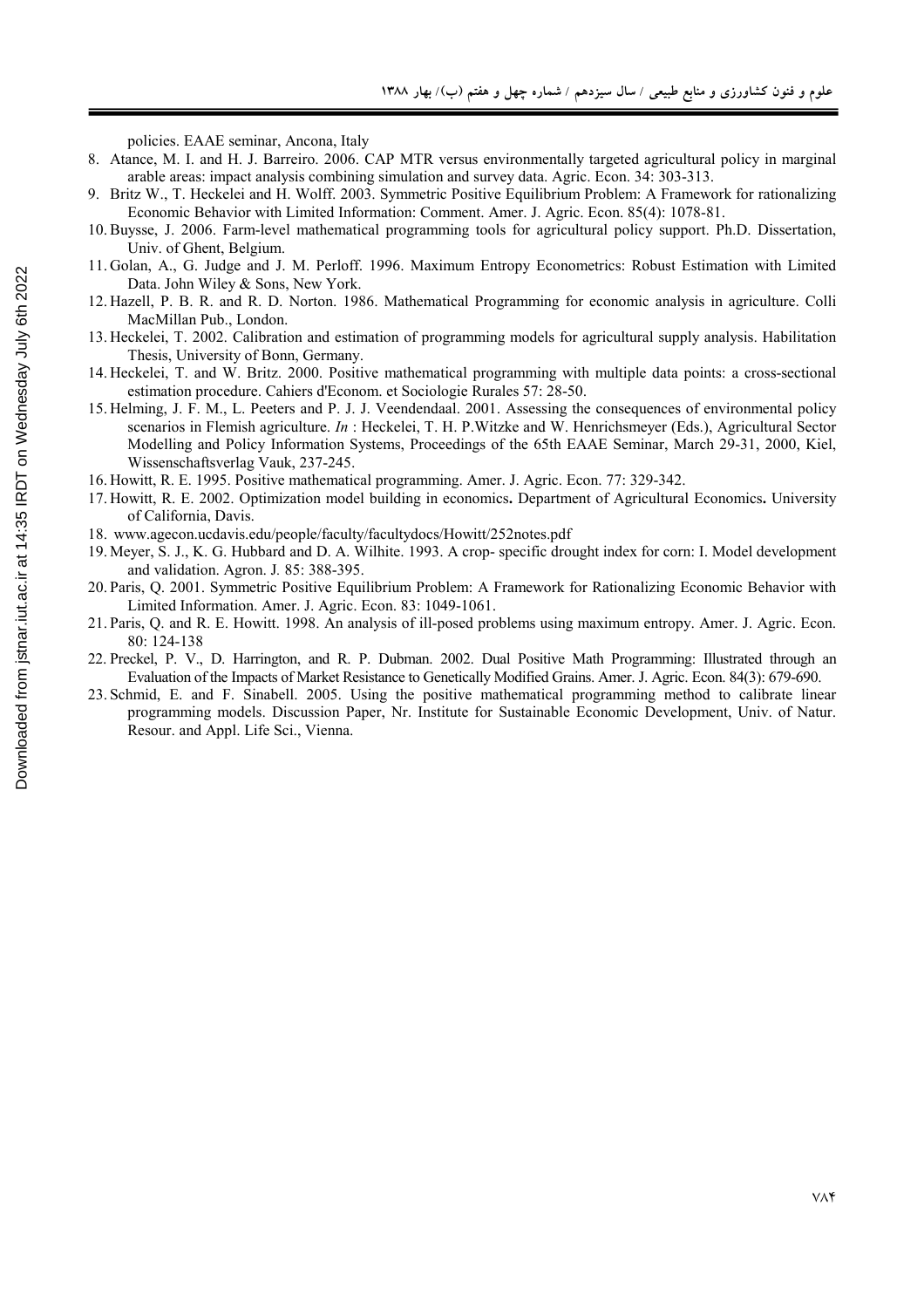policies. EAAE seminar, Ancona, Italy

8. Atance, M. I. and H. J. Barreiro. 2006. CAP MTR versus environmentally targeted agricultural policy in marginal arable areas: impact analysis combining simulation and survey data. Agric. Econ. 34: 303-313.
9. Britz W., T. Heckelei and H. Wolff. 2003. Symmetric Positive Equilibrium Problem: A Framework for rationalizing Economic Behavior with Limited Information: Comment. Amer. J. Agric. Econ. 85(4): 1078-81.
10. Buysse, J. 2006. Farm-level mathematical programming tools for agricultural policy support. Ph.D. Dissertation, Univ. of Ghent, Belgium.
11. Golan, A., G. Judge and J. M. Perloff. 1996. Maximum Entropy Econometrics: Robust Estimation with Limited Data. John Wiley & Sons, New York.
12. Hazell, P. B. R. and R. D. Norton. 1986. Mathematical Programming for economic analysis in agriculture. Colli MacMillan Pub., London.
13. Heckelei, T. 2002. Calibration and estimation of programming models for agricultural supply analysis. Habilitation Thesis, University of Bonn, Germany.
14. Heckelei, T. and W. Britz. 2000. Positive mathematical programming with multiple data points: a cross-sectional estimation procedure. Cahiers d'Econom. et Sociologie Rurales 57: 28-50.
15. Helming, J. F. M., L. Peeters and P. J. J. Veendendaal. 2001. Assessing the consequences of environmental policy scenarios in Flemish agriculture. *In* : Heckelei, T. H. P.Witzke and W. Henrichsmeyer (Eds.), Agricultural Sector Modelling and Policy Information Systems, Proceedings of the 65th EAAE Seminar, March 29-31, 2000, Kiel, Wissenschaftsverlag Vauk, 237-245.
16. Howitt, R. E. 1995. Positive mathematical programming. Amer. J. Agric. Econ. 77: 329-342.
17. Howitt, R. E. 2002. Optimization model building in economics**.** Department of Agricultural Economics**.** University of California, Davis.
18. www.agecon.ucdavis.edu/people/faculty/facultydocs/Howitt/252notes.pdf
19. Meyer, S. J., K. G. Hubbard and D. A. Wilhite. 1993. A crop- specific drought index for corn: I. Model development and validation. Agron. J. 85: 388-395.
20. Paris, Q. 2001. Symmetric Positive Equilibrium Problem: A Framework for Rationalizing Economic Behavior with Limited Information. Amer. J. Agric. Econ. 83: 1049-1061.
21. Paris, Q. and R. E. Howitt. 1998. An analysis of ill-posed problems using maximum entropy. Amer. J. Agric. Econ. 80: 124-138
22. Preckel, P. V., D. Harrington, and R. P. Dubman. 2002. Dual Positive Math Programming: Illustrated through an Evaluation of the Impacts of Market Resistance to Genetically Modified Grains. Amer. J. Agric. Econ. 84(3): 679-690.
23. Schmid, E. and F. Sinabell. 2005. Using the positive mathematical programming method to calibrate linear programming models. Discussion Paper, Nr. Institute for Sustainable Economic Development, Univ. of Natur. Resour. and Appl. Life Sci., Vienna.